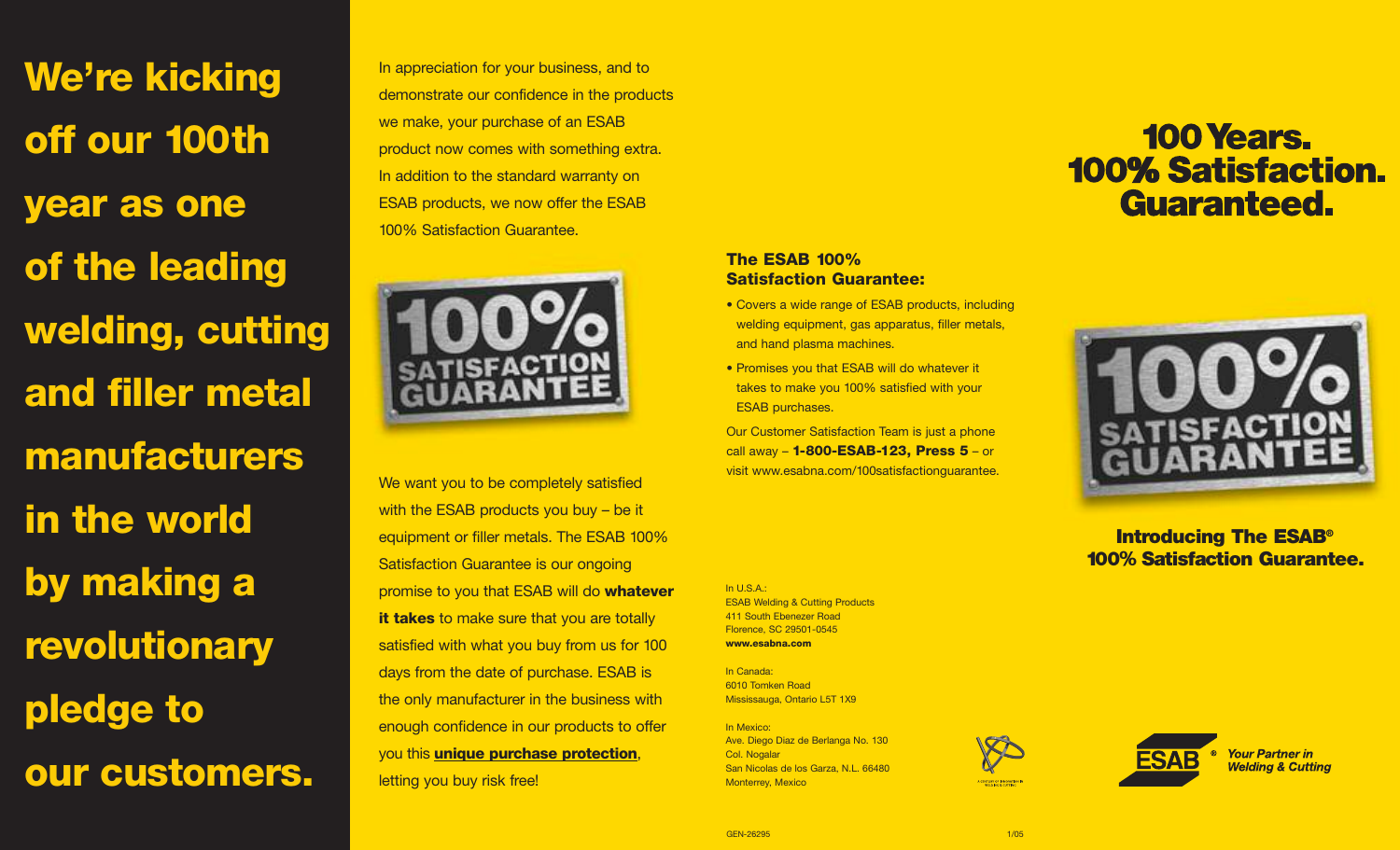# We're kicking off our 100th year as one of the leading welding, cutting and filler metal manufacturers in the world by making a revolutionary pledge to our customers.

In appreciation for your business, and to demonstrate our confidence in the products we make, your purchase of an ESAB product now comes with something extra. In addition to the standard warranty on ESAB products, we now offer the ESAB 100% Satisfaction Guarantee.

100% SATISFACTION GUARANTEE

We want you to be completely satisfied with the ESAB products you buy – be it equipment or filler metals. The ESAB 100% Satisfaction Guarantee is our ongoing promise to you that ESAB will do **whatever it takes** to make sure that you are totally satisfied with what you buy from us for 100 days from the date of purchase. ESAB is the only manufacturer in the business with enough confidence in our products to offer you this **unique purchase protection**, letting you buy risk free!

### The ESAB 100% Satisfaction Guarantee:

- Covers a wide range of ESAB products, including welding equipment, gas apparatus, filler metals, and hand plasma machines.
- Promises you that ESAB will do whatever it takes to make you 100% satisfied with your ESAB purchases.

Our Customer Satisfaction Team is just a phone call away – **1-800-ESAB-123, Press 5** – or visit www.esabna.com/100satisfactionguarantee.

In U.S.A.:
ESAB Welding & Cutting Products
411 South Ebenezer Road
Florence, SC 29501-0545
**www.esabna.com**

In Canada:
6010 Tomken Road
Mississauga, Ontario L5T 1X9

In Mexico:
Ave. Diego Diaz de Berlanga No. 130
Col. Nogalar
San Nicolas de los Garza, N.L. 66480
Monterrey, Mexico

GEN-26295 1/05

# 100 Years. 100% Satisfaction. Guaranteed.

100% SATISFACTION GUARANTEE

## Introducing The ESAB® 100% Satisfaction Guarantee.

ESAB® *Your Partner in Welding & Cutting*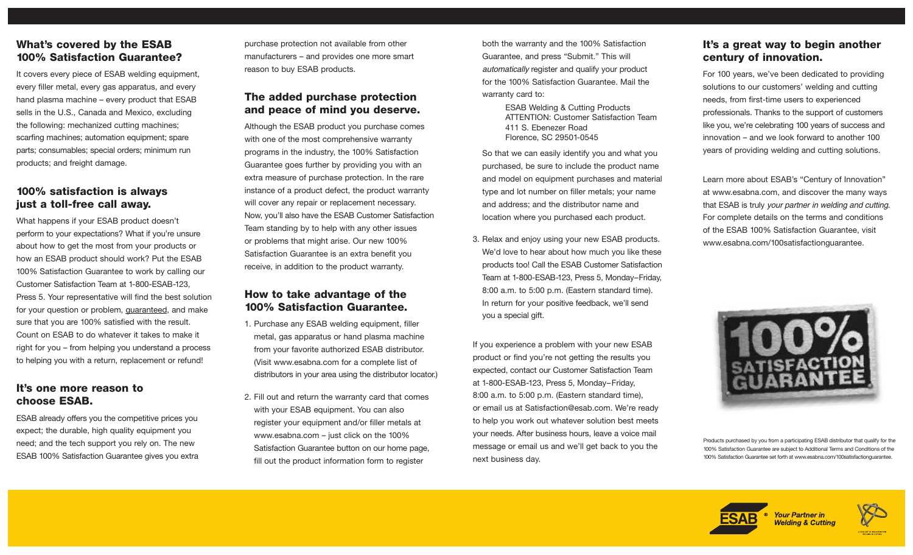## What's covered by the ESAB 100% Satisfaction Guarantee?

It covers every piece of ESAB welding equipment, every filler metal, every gas apparatus, and every hand plasma machine – every product that ESAB sells in the U.S., Canada and Mexico, excluding the following: mechanized cutting machines; scarfing machines; automation equipment; spare parts; consumables; special orders; minimum run products; and freight damage.

## 100% satisfaction is always just a toll-free call away.

What happens if your ESAB product doesn't perform to your expectations? What if you're unsure about how to get the most from your products or how an ESAB product should work? Put the ESAB 100% Satisfaction Guarantee to work by calling our Customer Satisfaction Team at 1-800-ESAB-123, Press 5. Your representative will find the best solution for your question or problem, guaranteed, and make sure that you are 100% satisfied with the result. Count on ESAB to do whatever it takes to make it right for you – from helping you understand a process to helping you with a return, replacement or refund!

## It's one more reason to choose ESAB.

ESAB already offers you the competitive prices you expect; the durable, high quality equipment you need; and the tech support you rely on. The new ESAB 100% Satisfaction Guarantee gives you extra purchase protection not available from other manufacturers – and provides one more smart reason to buy ESAB products.

## The added purchase protection and peace of mind you deserve.

Although the ESAB product you purchase comes with one of the most comprehensive warranty programs in the industry, the 100% Satisfaction Guarantee goes further by providing you with an extra measure of purchase protection. In the rare instance of a product defect, the product warranty will cover any repair or replacement necessary. Now, you'll also have the ESAB Customer Satisfaction Team standing by to help with any other issues or problems that might arise. Our new 100% Satisfaction Guarantee is an extra benefit you receive, in addition to the product warranty.

## How to take advantage of the 100% Satisfaction Guarantee.

1. Purchase any ESAB welding equipment, filler metal, gas apparatus or hand plasma machine from your favorite authorized ESAB distributor. (Visit www.esabna.com for a complete list of distributors in your area using the distributor locator.)

2. Fill out and return the warranty card that comes with your ESAB equipment. You can also register your equipment and/or filler metals at www.esabna.com – just click on the 100% Satisfaction Guarantee button on our home page, fill out the product information form to register both the warranty and the 100% Satisfaction Guarantee, and press "Submit." This will *automatically* register and qualify your product for the 100% Satisfaction Guarantee. Mail the warranty card to:

   ESAB Welding & Cutting Products
   ATTENTION: Customer Satisfaction Team
   411 S. Ebenezer Road
   Florence, SC 29501-0545

   So that we can easily identify you and what you purchased, be sure to include the product name and model on equipment purchases and material type and lot number on filler metals; your name and address; and the distributor name and location where you purchased each product.

3. Relax and enjoy using your new ESAB products. We'd love to hear about how much you like these products too! Call the ESAB Customer Satisfaction Team at 1-800-ESAB-123, Press 5, Monday–Friday, 8:00 a.m. to 5:00 p.m. (Eastern standard time). In return for your positive feedback, we'll send you a special gift.

If you experience a problem with your new ESAB product or find you're not getting the results you expected, contact our Customer Satisfaction Team at 1-800-ESAB-123, Press 5, Monday–Friday, 8:00 a.m. to 5:00 p.m. (Eastern standard time), or email us at Satisfaction@esab.com. We're ready to help you work out whatever solution best meets your needs. After business hours, leave a voice mail message or email us and we'll get back to you the next business day.

## It's a great way to begin another century of innovation.

For 100 years, we've been dedicated to providing solutions to our customers' welding and cutting needs, from first-time users to experienced professionals. Thanks to the support of customers like you, we're celebrating 100 years of success and innovation – and we look forward to another 100 years of providing welding and cutting solutions.

Learn more about ESAB's "Century of Innovation" at www.esabna.com, and discover the many ways that ESAB is truly *your partner in welding and cutting.* For complete details on the terms and conditions of the ESAB 100% Satisfaction Guarantee, visit www.esabna.com/100satisfactionguarantee.

100% SATISFACTION GUARANTEE

Products purchased by you from a participating ESAB distributor that qualify for the 100% Satisfaction Guarantee are subject to Additional Terms and Conditions of the 100% Satisfaction Guarantee set forth at www.esabna.com/100satisfactionguarantee.

ESAB® *Your Partner in Welding & Cutting*